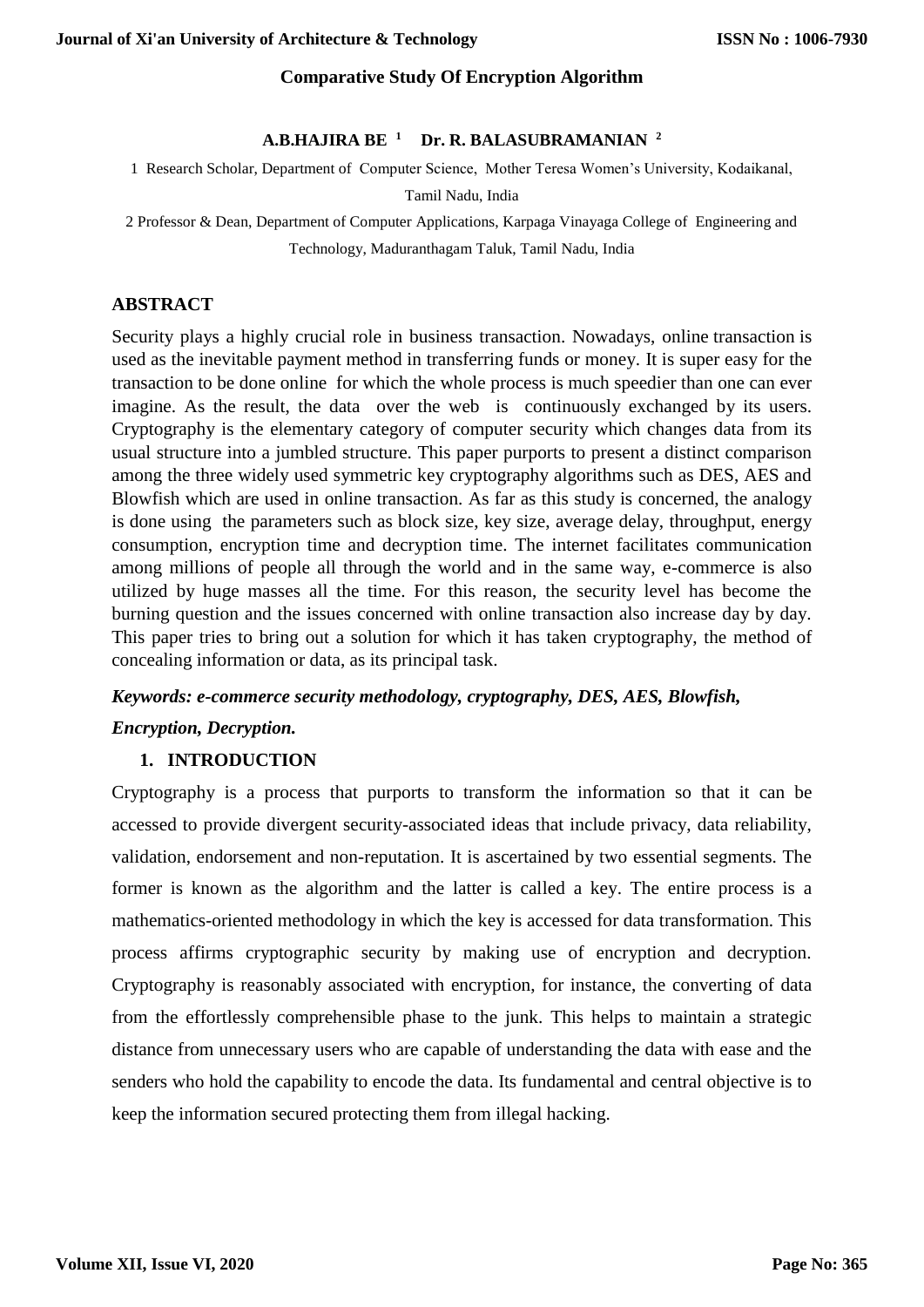# Comparative Study Of Encryption Algorithm

**A.B.HAJIRA BE [1] Dr. R. BALASUBRAMANIAN [2]**

1 Research Scholar, Department of Computer Science, Mother Teresa Women's University, Kodaikanal, Tamil Nadu, India

2 Professor & Dean, Department of Computer Applications, Karpaga Vinayaga College of Engineering and Technology, Maduranthagam Taluk, Tamil Nadu, India

## ABSTRACT

Security plays a highly crucial role in business transaction. Nowadays, online transaction is used as the inevitable payment method in transferring funds or money. It is super easy for the transaction to be done online for which the whole process is much speedier than one can ever imagine. As the result, the data over the web is continuously exchanged by its users. Cryptography is the elementary category of computer security which changes data from its usual structure into a jumbled structure. This paper purports to present a distinct comparison among the three widely used symmetric key cryptography algorithms such as DES, AES and Blowfish which are used in online transaction. As far as this study is concerned, the analogy is done using the parameters such as block size, key size, average delay, throughput, energy consumption, encryption time and decryption time. The internet facilitates communication among millions of people all through the world and in the same way, e-commerce is also utilized by huge masses all the time. For this reason, the security level has become the burning question and the issues concerned with online transaction also increase day by day. This paper tries to bring out a solution for which it has taken cryptography, the method of concealing information or data, as its principal task.

***Keywords: e-commerce security methodology, cryptography, DES, AES, Blowfish, Encryption, Decryption.***

## 1. INTRODUCTION

Cryptography is a process that purports to transform the information so that it can be accessed to provide divergent security-associated ideas that include privacy, data reliability, validation, endorsement and non-reputation. It is ascertained by two essential segments. The former is known as the algorithm and the latter is called a key. The entire process is a mathematics-oriented methodology in which the key is accessed for data transformation. This process affirms cryptographic security by making use of encryption and decryption. Cryptography is reasonably associated with encryption, for instance, the converting of data from the effortlessly comprehensible phase to the junk. This helps to maintain a strategic distance from unnecessary users who are capable of understanding the data with ease and the senders who hold the capability to encode the data. Its fundamental and central objective is to keep the information secured protecting them from illegal hacking.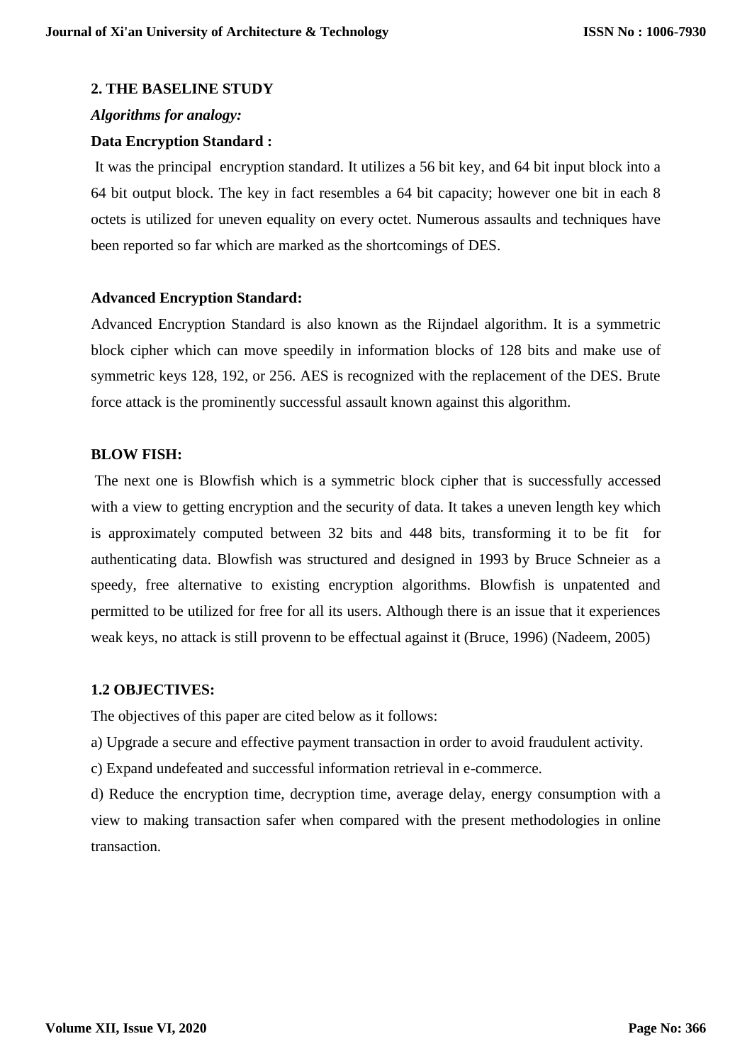## 2. THE BASELINE STUDY

***Algorithms for analogy:***

**Data Encryption Standard :**

It was the principal encryption standard. It utilizes a 56 bit key, and 64 bit input block into a 64 bit output block. The key in fact resembles a 64 bit capacity; however one bit in each 8 octets is utilized for uneven equality on every octet. Numerous assaults and techniques have been reported so far which are marked as the shortcomings of DES.

**Advanced Encryption Standard:**

Advanced Encryption Standard is also known as the Rijndael algorithm. It is a symmetric block cipher which can move speedily in information blocks of 128 bits and make use of symmetric keys 128, 192, or 256. AES is recognized with the replacement of the DES. Brute force attack is the prominently successful assault known against this algorithm.

**BLOW FISH:**

The next one is Blowfish which is a symmetric block cipher that is successfully accessed with a view to getting encryption and the security of data. It takes a uneven length key which is approximately computed between 32 bits and 448 bits, transforming it to be fit for authenticating data. Blowfish was structured and designed in 1993 by Bruce Schneier as a speedy, free alternative to existing encryption algorithms. Blowfish is unpatented and permitted to be utilized for free for all its users. Although there is an issue that it experiences weak keys, no attack is still provenn to be effectual against it (Bruce, 1996) (Nadeem, 2005)

## 1.2 OBJECTIVES:

The objectives of this paper are cited below as it follows:

a) Upgrade a secure and effective payment transaction in order to avoid fraudulent activity.

c) Expand undefeated and successful information retrieval in e-commerce.

d) Reduce the encryption time, decryption time, average delay, energy consumption with a view to making transaction safer when compared with the present methodologies in online transaction.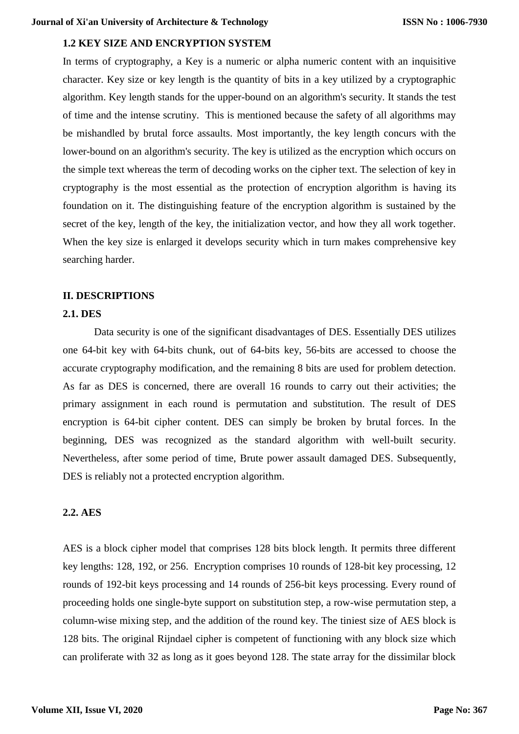### 1.2 KEY SIZE AND ENCRYPTION SYSTEM

In terms of cryptography, a Key is a numeric or alpha numeric content with an inquisitive character. Key size or key length is the quantity of bits in a key utilized by a cryptographic algorithm. Key length stands for the upper-bound on an algorithm's security. It stands the test of time and the intense scrutiny. This is mentioned because the safety of all algorithms may be mishandled by brutal force assaults. Most importantly, the key length concurs with the lower-bound on an algorithm's security. The key is utilized as the encryption which occurs on the simple text whereas the term of decoding works on the cipher text. The selection of key in cryptography is the most essential as the protection of encryption algorithm is having its foundation on it. The distinguishing feature of the encryption algorithm is sustained by the secret of the key, length of the key, the initialization vector, and how they all work together. When the key size is enlarged it develops security which in turn makes comprehensive key searching harder.

## II. DESCRIPTIONS

### 2.1. DES

Data security is one of the significant disadvantages of DES. Essentially DES utilizes one 64-bit key with 64-bits chunk, out of 64-bits key, 56-bits are accessed to choose the accurate cryptography modification, and the remaining 8 bits are used for problem detection. As far as DES is concerned, there are overall 16 rounds to carry out their activities; the primary assignment in each round is permutation and substitution. The result of DES encryption is 64-bit cipher content. DES can simply be broken by brutal forces. In the beginning, DES was recognized as the standard algorithm with well-built security. Nevertheless, after some period of time, Brute power assault damaged DES. Subsequently, DES is reliably not a protected encryption algorithm.

### 2.2. AES

AES is a block cipher model that comprises 128 bits block length. It permits three different key lengths: 128, 192, or 256. Encryption comprises 10 rounds of 128-bit key processing, 12 rounds of 192-bit keys processing and 14 rounds of 256-bit keys processing. Every round of proceeding holds one single-byte support on substitution step, a row-wise permutation step, a column-wise mixing step, and the addition of the round key. The tiniest size of AES block is 128 bits. The original Rijndael cipher is competent of functioning with any block size which can proliferate with 32 as long as it goes beyond 128. The state array for the dissimilar block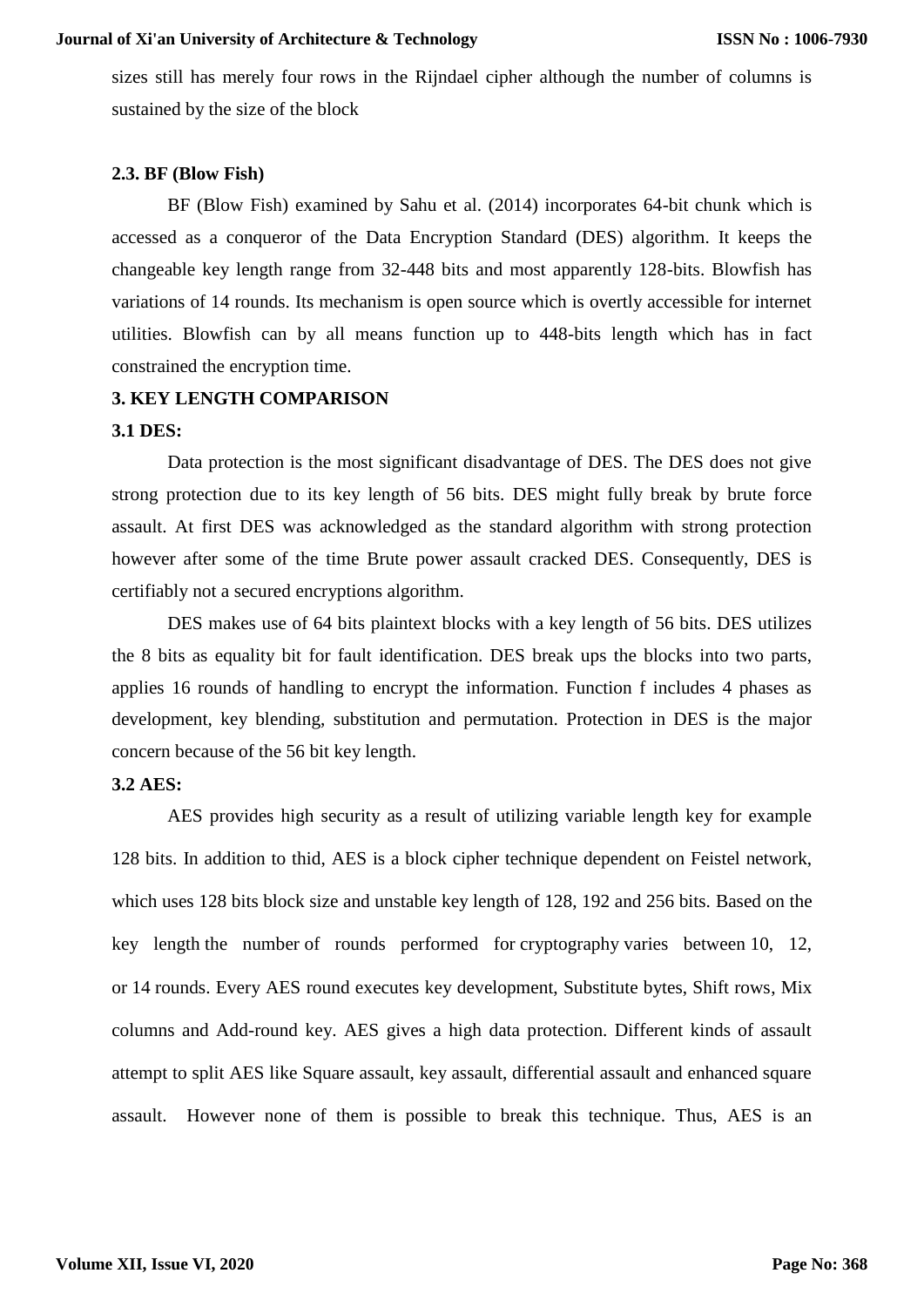sizes still has merely four rows in the Rijndael cipher although the number of columns is sustained by the size of the block

### 2.3. BF (Blow Fish)

BF (Blow Fish) examined by Sahu et al. (2014) incorporates 64-bit chunk which is accessed as a conqueror of the Data Encryption Standard (DES) algorithm. It keeps the changeable key length range from 32-448 bits and most apparently 128-bits. Blowfish has variations of 14 rounds. Its mechanism is open source which is overtly accessible for internet utilities. Blowfish can by all means function up to 448-bits length which has in fact constrained the encryption time.

## 3. KEY LENGTH COMPARISON

### 3.1 DES:

Data protection is the most significant disadvantage of DES. The DES does not give strong protection due to its key length of 56 bits. DES might fully break by brute force assault. At first DES was acknowledged as the standard algorithm with strong protection however after some of the time Brute power assault cracked DES. Consequently, DES is certifiably not a secured encryptions algorithm.

DES makes use of 64 bits plaintext blocks with a key length of 56 bits. DES utilizes the 8 bits as equality bit for fault identification. DES break ups the blocks into two parts, applies 16 rounds of handling to encrypt the information. Function f includes 4 phases as development, key blending, substitution and permutation. Protection in DES is the major concern because of the 56 bit key length.

### 3.2 AES:

AES provides high security as a result of utilizing variable length key for example 128 bits. In addition to thid, AES is a block cipher technique dependent on Feistel network, which uses 128 bits block size and unstable key length of 128, 192 and 256 bits. Based on the key length the number of rounds performed for cryptography varies between 10, 12, or 14 rounds. Every AES round executes key development, Substitute bytes, Shift rows, Mix columns and Add-round key. AES gives a high data protection. Different kinds of assault attempt to split AES like Square assault, key assault, differential assault and enhanced square assault. However none of them is possible to break this technique. Thus, AES is an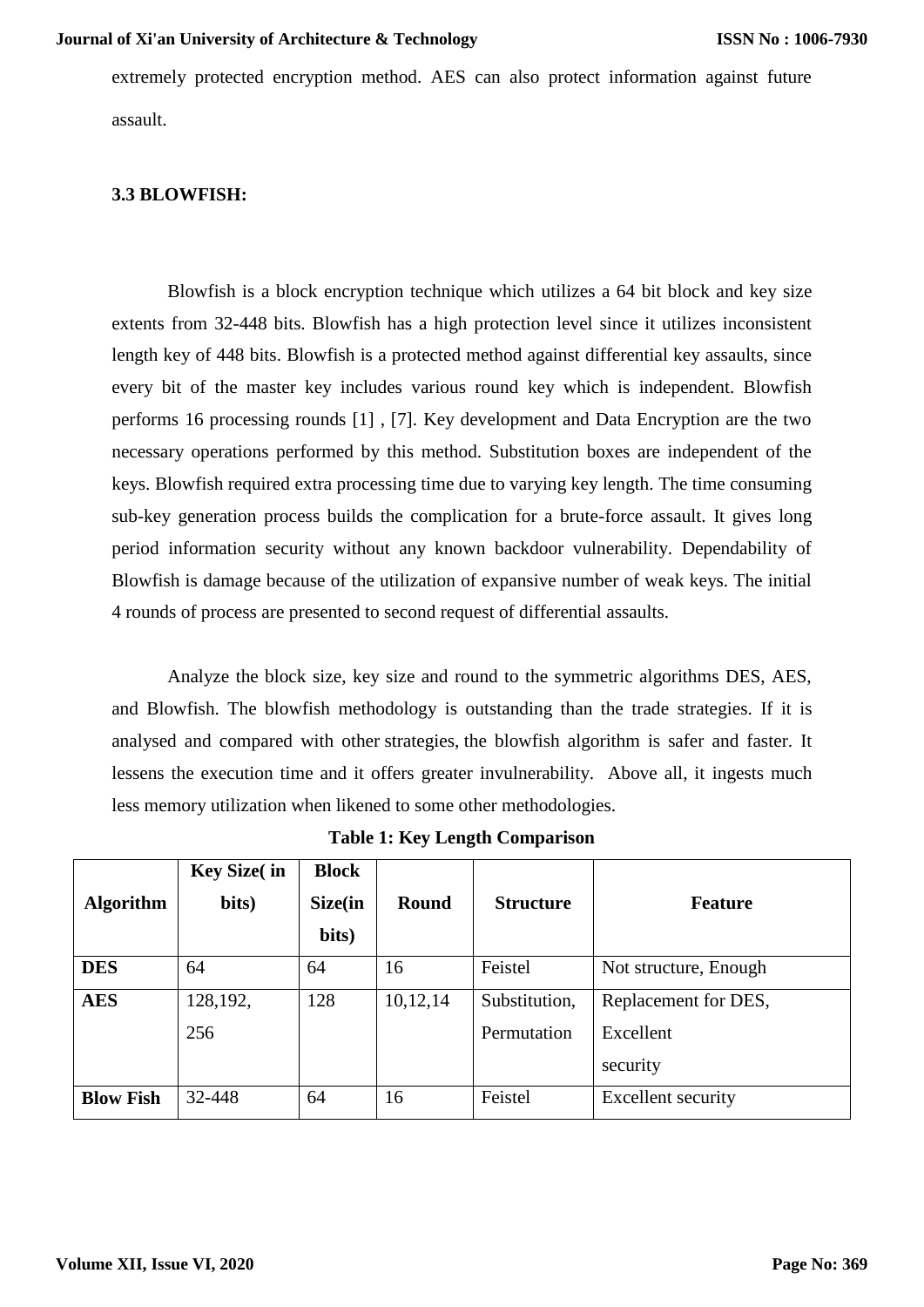extremely protected encryption method. AES can also protect information against future assault.

### 3.3 BLOWFISH:

Blowfish is a block encryption technique which utilizes a 64 bit block and key size extents from 32-448 bits. Blowfish has a high protection level since it utilizes inconsistent length key of 448 bits. Blowfish is a protected method against differential key assaults, since every bit of the master key includes various round key which is independent. Blowfish performs 16 processing rounds [1] , [7]. Key development and Data Encryption are the two necessary operations performed by this method. Substitution boxes are independent of the keys. Blowfish required extra processing time due to varying key length. The time consuming sub-key generation process builds the complication for a brute-force assault. It gives long period information security without any known backdoor vulnerability. Dependability of Blowfish is damage because of the utilization of expansive number of weak keys. The initial 4 rounds of process are presented to second request of differential assaults.

Analyze the block size, key size and round to the symmetric algorithms DES, AES, and Blowfish. The blowfish methodology is outstanding than the trade strategies. If it is analysed and compared with other strategies, the blowfish algorithm is safer and faster. It lessens the execution time and it offers greater invulnerability. Above all, it ingests much less memory utilization when likened to some other methodologies.

**Table 1: Key Length Comparison**

| Algorithm | Key Size( in bits) | Block Size(in bits) | Round | Structure | Feature |
|---|---|---|---|---|---|
| **DES** | 64 | 64 | 16 | Feistel | Not structure, Enough |
| **AES** | 128,192, 256 | 128 | 10,12,14 | Substitution, Permutation | Replacement for DES, Excellent security |
| **Blow Fish** | 32-448 | 64 | 16 | Feistel | Excellent security |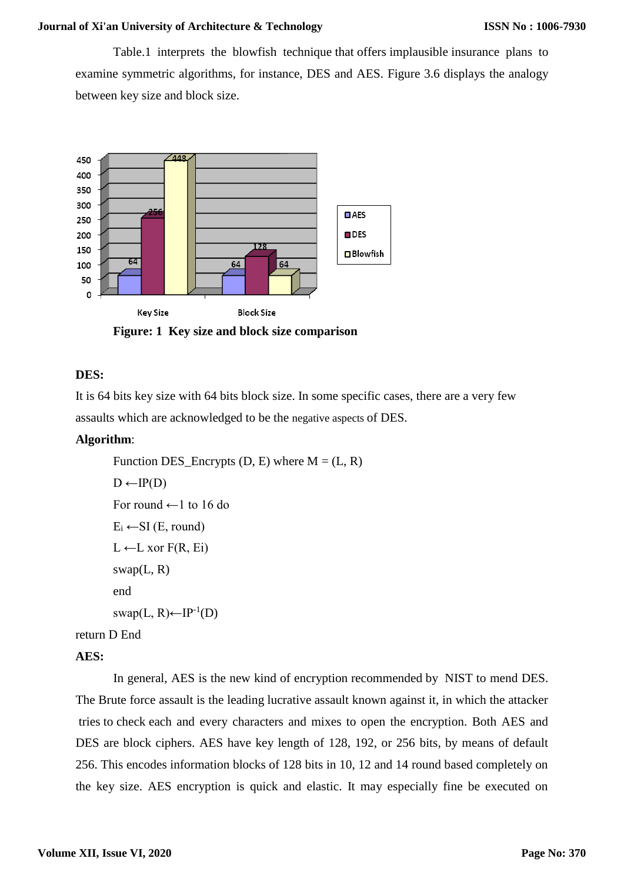Table.1 interprets the blowfish technique that offers implausible insurance plans to examine symmetric algorithms, for instance, DES and AES. Figure 3.6 displays the analogy between key size and block size.

**Figure: 1 Key size and block size comparison**

**DES:**

It is 64 bits key size with 64 bits block size. In some specific cases, there are a very few assaults which are acknowledged to be the negative aspects of DES.

**Algorithm**:

Function DES_Encrypts (D, E) where M = (L, R)

D ←IP(D)

For round ←1 to 16 do

$E_i$ ←SI (E, round)

L ←L xor F(R, Ei)

swap(L, R)

end

swap(L, R)←$IP^{-1}$(D)

return D End

**AES:**

In general, AES is the new kind of encryption recommended by NIST to mend DES. The Brute force assault is the leading lucrative assault known against it, in which the attacker tries to check each and every characters and mixes to open the encryption. Both AES and DES are block ciphers. AES have key length of 128, 192, or 256 bits, by means of default 256. This encodes information blocks of 128 bits in 10, 12 and 14 round based completely on the key size. AES encryption is quick and elastic. It may especially fine be executed on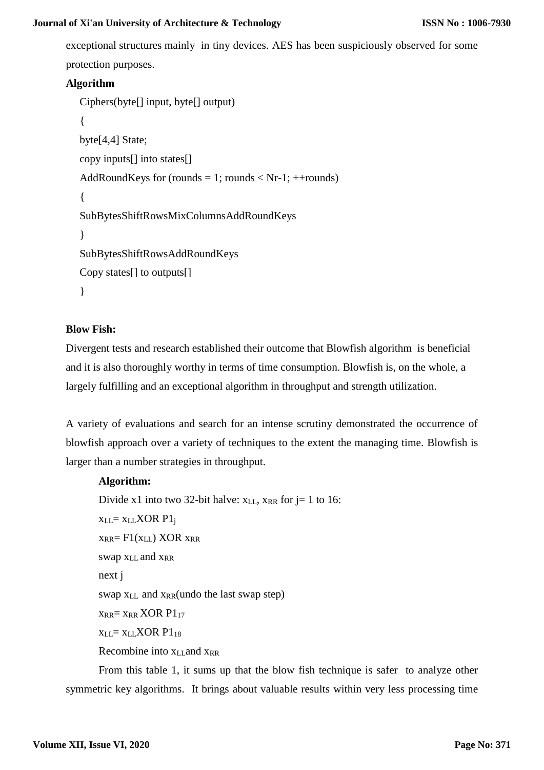exceptional structures mainly in tiny devices. AES has been suspiciously observed for some protection purposes.

**Algorithm**

```
Ciphers(byte[] input, byte[] output)
{
byte[4,4] State;
copy inputs[] into states[]
AddRoundKeys for (rounds = 1; rounds < Nr-1; ++rounds)
{
SubBytesShiftRowsMixColumnsAddRoundKeys
}
SubBytesShiftRowsAddRoundKeys
Copy states[] to outputs[]
}
```

**Blow Fish:**

Divergent tests and research established their outcome that Blowfish algorithm is beneficial and it is also thoroughly worthy in terms of time consumption. Blowfish is, on the whole, a largely fulfilling and an exceptional algorithm in throughput and strength utilization.

A variety of evaluations and search for an intense scrutiny demonstrated the occurrence of blowfish approach over a variety of techniques to the extent the managing time. Blowfish is larger than a number strategies in throughput.

**Algorithm:**

Divide x1 into two 32-bit halve: $x_{LL}$, $x_{RR}$ for j= 1 to 16:

$x_{LL}$= $x_{LL}$XOR $P1_j$

$x_{RR}$= F1($x_{LL}$) XOR $x_{RR}$

swap $x_{LL}$ and $x_{RR}$

next j

swap $x_{LL}$ and $x_{RR}$(undo the last swap step)

$x_{RR}$= $x_{RR}$ XOR $P1_{17}$

$x_{LL}$= $x_{LL}$XOR $P1_{18}$

Recombine into $x_{LL}$and $x_{RR}$

From this table 1, it sums up that the blow fish technique is safer to analyze other symmetric key algorithms. It brings about valuable results within very less processing time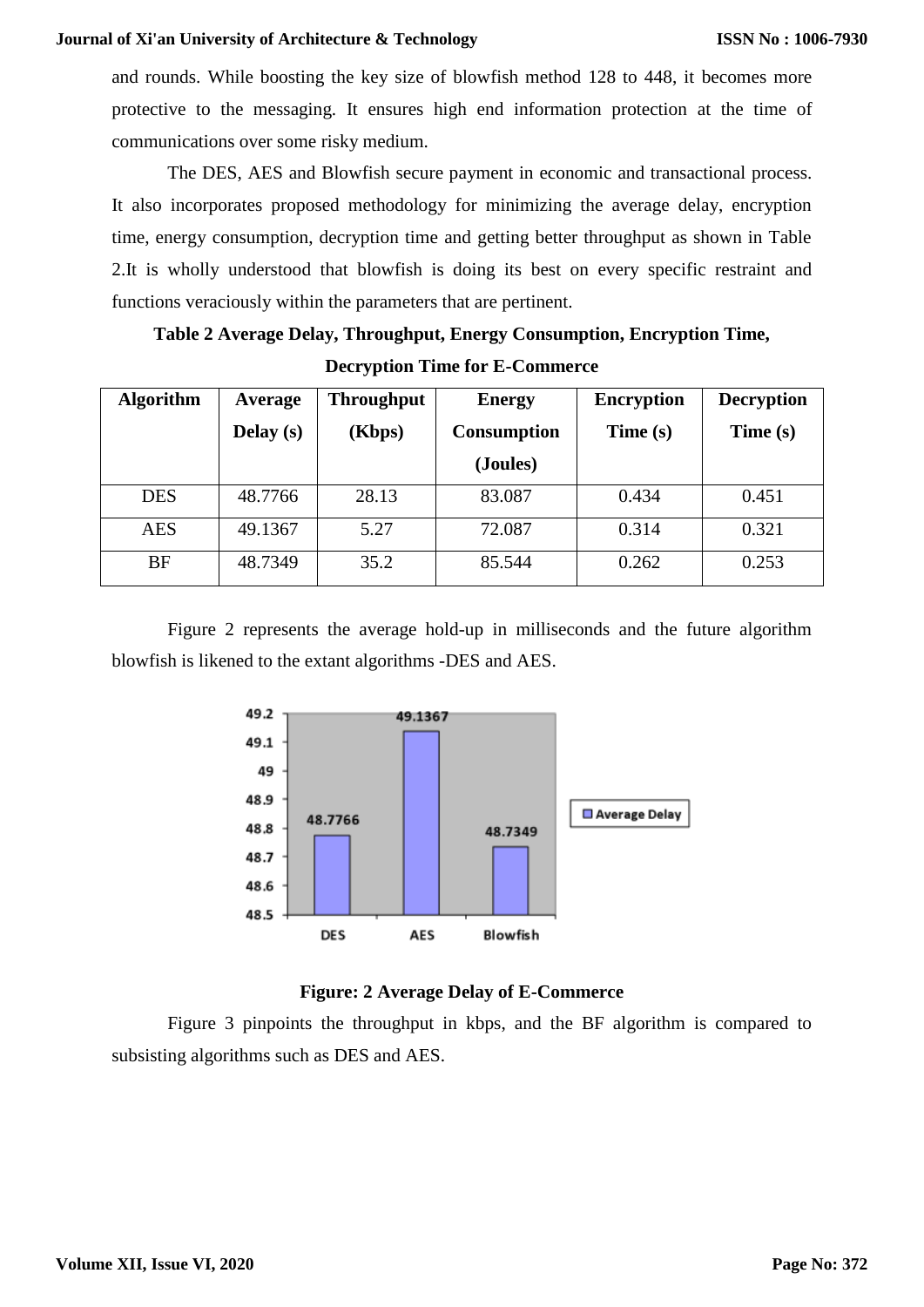and rounds. While boosting the key size of blowfish method 128 to 448, it becomes more protective to the messaging. It ensures high end information protection at the time of communications over some risky medium.

The DES, AES and Blowfish secure payment in economic and transactional process. It also incorporates proposed methodology for minimizing the average delay, encryption time, energy consumption, decryption time and getting better throughput as shown in Table 2.It is wholly understood that blowfish is doing its best on every specific restraint and functions veraciously within the parameters that are pertinent.

**Table 2 Average Delay, Throughput, Energy Consumption, Encryption Time, Decryption Time for E-Commerce**

| Algorithm | Average Delay (s) | Throughput (Kbps) | Energy Consumption (Joules) | Encryption Time (s) | Decryption Time (s) |
|---|---|---|---|---|---|
| DES | 48.7766 | 28.13 | 83.087 | 0.434 | 0.451 |
| AES | 49.1367 | 5.27 | 72.087 | 0.314 | 0.321 |
| BF | 48.7349 | 35.2 | 85.544 | 0.262 | 0.253 |

Figure 2 represents the average hold-up in milliseconds and the future algorithm blowfish is likened to the extant algorithms -DES and AES.

**Figure: 2 Average Delay of E-Commerce**

Figure 3 pinpoints the throughput in kbps, and the BF algorithm is compared to subsisting algorithms such as DES and AES.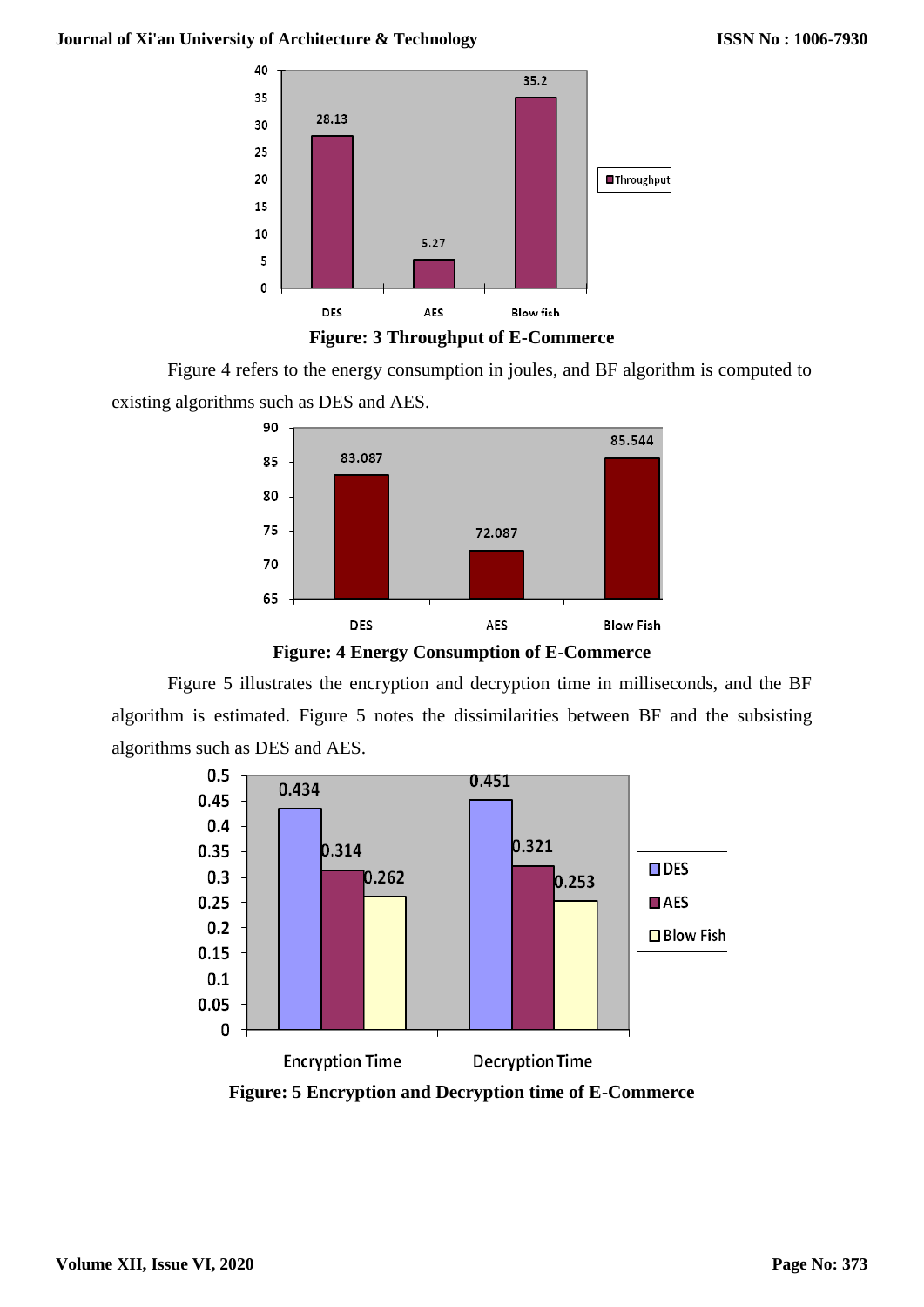**Figure: 3 Throughput of E-Commerce**

Figure 4 refers to the energy consumption in joules, and BF algorithm is computed to existing algorithms such as DES and AES.

**Figure: 4 Energy Consumption of E-Commerce**

Figure 5 illustrates the encryption and decryption time in milliseconds, and the BF algorithm is estimated. Figure 5 notes the dissimilarities between BF and the subsisting algorithms such as DES and AES.

**Figure: 5 Encryption and Decryption time of E-Commerce**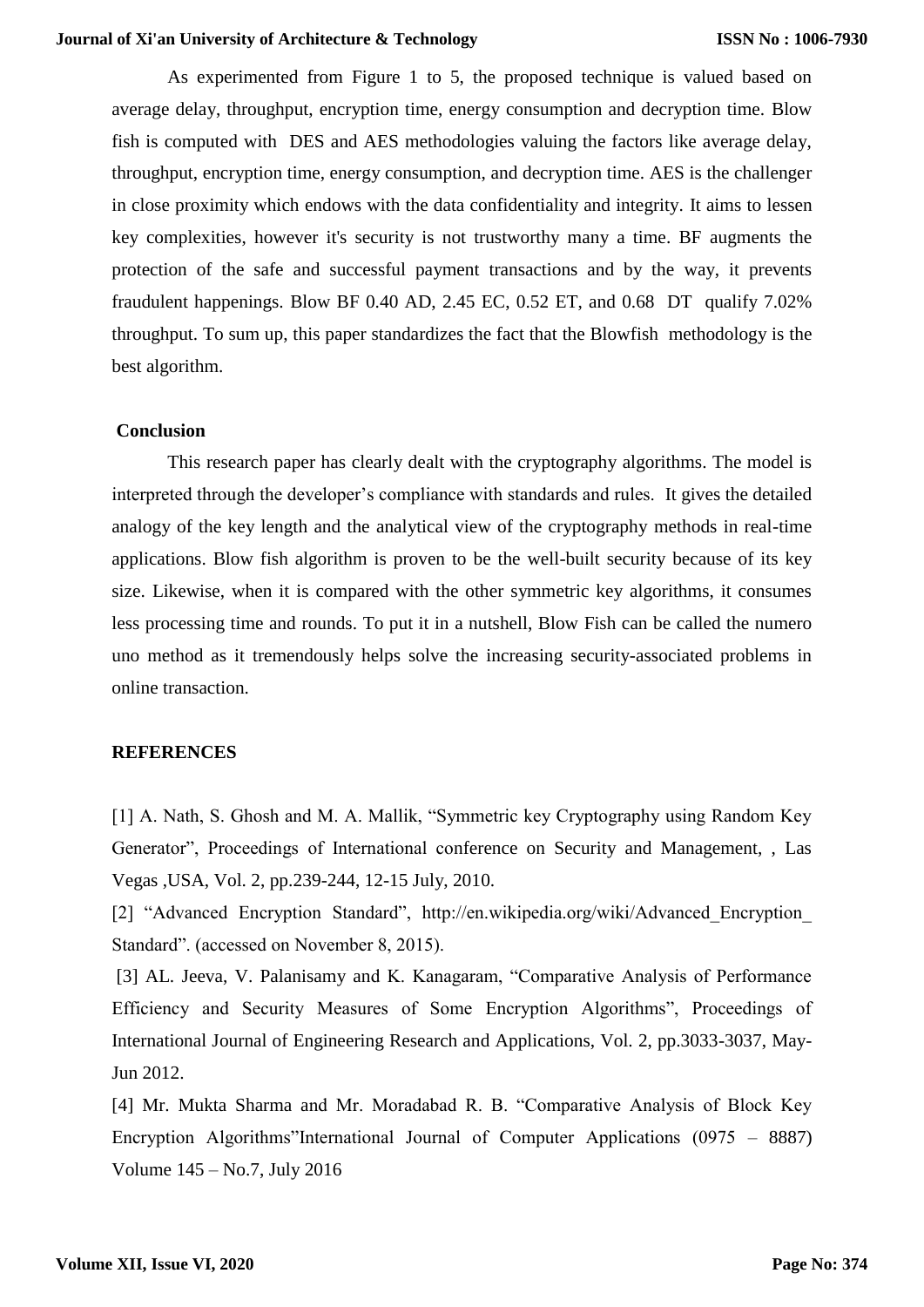As experimented from Figure 1 to 5, the proposed technique is valued based on average delay, throughput, encryption time, energy consumption and decryption time. Blow fish is computed with DES and AES methodologies valuing the factors like average delay, throughput, encryption time, energy consumption, and decryption time. AES is the challenger in close proximity which endows with the data confidentiality and integrity. It aims to lessen key complexities, however it's security is not trustworthy many a time. BF augments the protection of the safe and successful payment transactions and by the way, it prevents fraudulent happenings. Blow BF 0.40 AD, 2.45 EC, 0.52 ET, and 0.68 DT qualify 7.02% throughput. To sum up, this paper standardizes the fact that the Blowfish methodology is the best algorithm.

## Conclusion

This research paper has clearly dealt with the cryptography algorithms. The model is interpreted through the developer's compliance with standards and rules. It gives the detailed analogy of the key length and the analytical view of the cryptography methods in real-time applications. Blow fish algorithm is proven to be the well-built security because of its key size. Likewise, when it is compared with the other symmetric key algorithms, it consumes less processing time and rounds. To put it in a nutshell, Blow Fish can be called the numero uno method as it tremendously helps solve the increasing security-associated problems in online transaction.

## REFERENCES

[1] A. Nath, S. Ghosh and M. A. Mallik, "Symmetric key Cryptography using Random Key Generator", Proceedings of International conference on Security and Management, , Las Vegas ,USA, Vol. 2, pp.239-244, 12-15 July, 2010.

[2] "Advanced Encryption Standard", http://en.wikipedia.org/wiki/Advanced_Encryption_Standard". (accessed on November 8, 2015).

[3] AL. Jeeva, V. Palanisamy and K. Kanagaram, "Comparative Analysis of Performance Efficiency and Security Measures of Some Encryption Algorithms", Proceedings of International Journal of Engineering Research and Applications, Vol. 2, pp.3033-3037, May-Jun 2012.

[4] Mr. Mukta Sharma and Mr. Moradabad R. B. "Comparative Analysis of Block Key Encryption Algorithms"International Journal of Computer Applications (0975 – 8887) Volume 145 – No.7, July 2016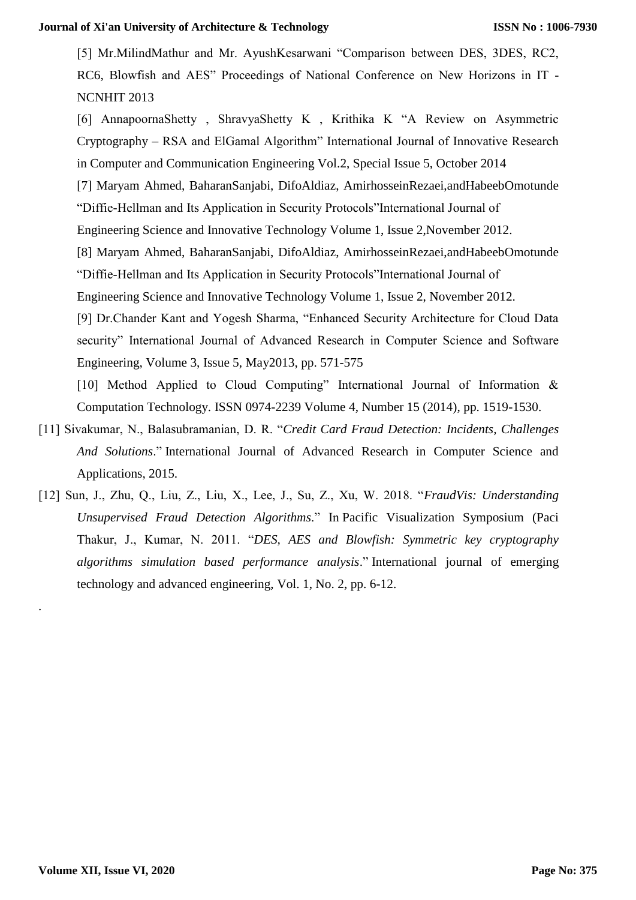[5] Mr.MilindMathur and Mr. AyushKesarwani “Comparison between DES, 3DES, RC2, RC6, Blowfish and AES” Proceedings of National Conference on New Horizons in IT - NCNHIT 2013

[6] AnnapoornaShetty , ShravyaShetty K , Krithika K “A Review on Asymmetric Cryptography – RSA and ElGamal Algorithm” International Journal of Innovative Research in Computer and Communication Engineering Vol.2, Special Issue 5, October 2014

[7] Maryam Ahmed, BaharanSanjabi, DifoAldiaz, AmirhosseinRezaei,andHabeebOmotunde “Diffie-Hellman and Its Application in Security Protocols”International Journal of Engineering Science and Innovative Technology Volume 1, Issue 2,November 2012.

[8] Maryam Ahmed, BaharanSanjabi, DifoAldiaz, AmirhosseinRezaei,andHabeebOmotunde “Diffie-Hellman and Its Application in Security Protocols”International Journal of Engineering Science and Innovative Technology Volume 1, Issue 2, November 2012.

[9] Dr.Chander Kant and Yogesh Sharma, “Enhanced Security Architecture for Cloud Data security” International Journal of Advanced Research in Computer Science and Software Engineering, Volume 3, Issue 5, May2013, pp. 571-575

[10] Method Applied to Cloud Computing” International Journal of Information & Computation Technology. ISSN 0974-2239 Volume 4, Number 15 (2014), pp. 1519-1530.

[11] Sivakumar, N., Balasubramanian, D. R. “*Credit Card Fraud Detection: Incidents, Challenges And Solutions*.” International Journal of Advanced Research in Computer Science and Applications, 2015.

[12] Sun, J., Zhu, Q., Liu, Z., Liu, X., Lee, J., Su, Z., Xu, W. 2018. “*FraudVis: Understanding Unsupervised Fraud Detection Algorithms*.” In Pacific Visualization Symposium (Paci Thakur, J., Kumar, N. 2011. “*DES, AES and Blowfish: Symmetric key cryptography algorithms simulation based performance analysis*.” International journal of emerging technology and advanced engineering, Vol. 1, No. 2, pp. 6-12.

.